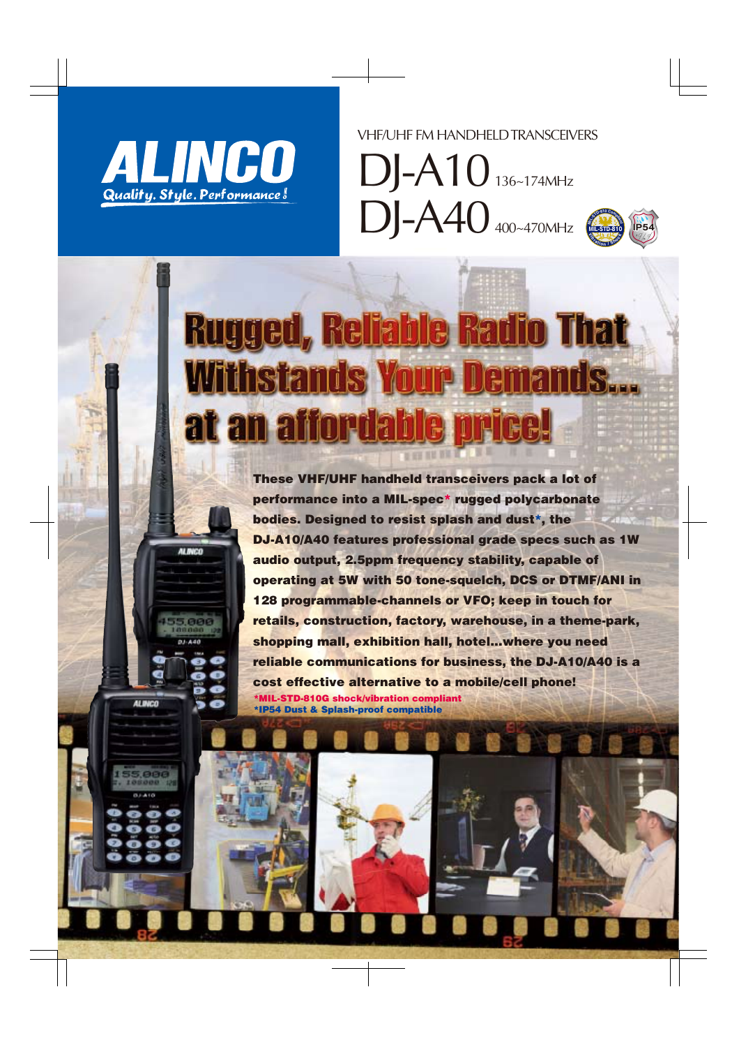# ALINCO

Quality. Style. Performance!

VHF/UHF FM HANDHELD TRANSCEIVERS

# DJ-A10 136~174MHz
# DJ-A40 400~470MHz

## Rugged, Reliable Radio That Withstands Your Demands... at an affordable price!

**These VHF/UHF handheld transceivers pack a lot of performance into a MIL-spec* rugged polycarbonate bodies. Designed to resist splash and dust*, the DJ-A10/A40 features professional grade specs such as 1W audio output, 2.5ppm frequency stability, capable of operating at 5W with 50 tone-squelch, DCS or DTMF/ANI in 128 programmable-channels or VFO; keep in touch for retails, construction, factory, warehouse, in a theme-park, shopping mall, exhibition hall, hotel...where you need reliable communications for business, the DJ-A10/A40 is a cost effective alternative to a mobile/cell phone!**

*MIL-STD-810G shock/vibration compliant
*IP54 Dust & Splash-proof compatible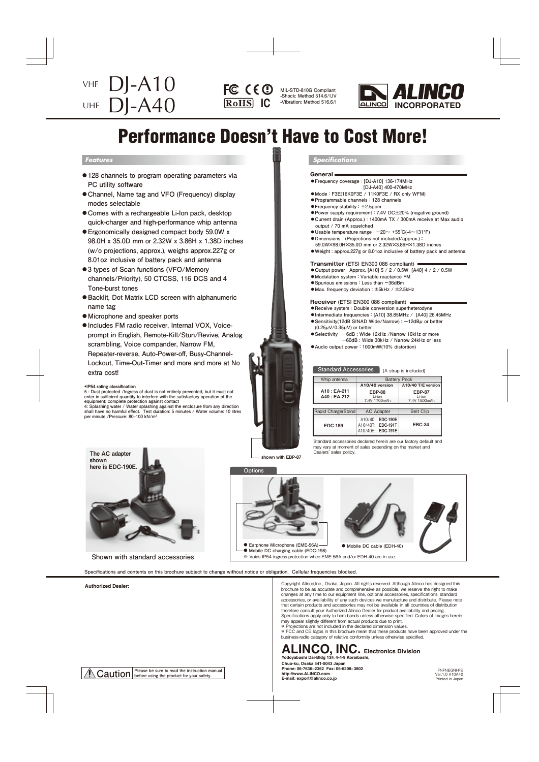# VHF DJ-A10 UHF DJ-A40

MIL-STD-810G Compliant
-Shock: Method 514.6/I,IV
-Vibration: Method 516.6/I

ALINCO INCORPORATED

# Performance Doesn't Have to Cost More!

## Features

- 128 channels to program operating parameters via PC utility software
- Channel, Name tag and VFO (Frequency) display modes selectable
- Comes with a rechargeable Li-Ion pack, desktop quick-charger and high-performance whip antenna
- Ergonomically designed compact body 59.0W x 98.0H x 35.0D mm or 2.32W x 3.86H x 1.38D inches (w/o projections, approx.), weighs approx.227g or 8.01oz inclusive of battery pack and antenna
- 3 types of Scan functions (VFO/Memory channels/Priority), 50 CTCSS, 116 DCS and 4 Tone-burst tones
- Backlit, Dot Matrix LCD screen with alphanumeric name tag
- Microphone and speaker ports
- Includes FM radio receiver, Internal VOX, Voice-prompt in English, Remote-Kill/Stun/Revive, Analog scrambling, Voice compander, Narrow FM, Repeater-reverse, Auto-Power-off, Busy-Channel-Lockout, Time-Out-Timer and more and more at No extra cost!

**\*IP54 rating classification**
5 : Dust protected /Ingress of dust is not entirely prevented, but it must not enter in sufficient quantity to interfere with the satisfactory operation of the equipment; complete protection against contact
4: Splashing water / Water splashing against the enclosure from any direction shall have no harmful effect. Test duration: 5 minutes / Water volume: 10 litres per minute /Pressure: 80–100 kN/m²

shown with EBP-87

The AC adapter shown here is EDC-190E.

Shown with standard accessories

## Specifications

### General

- Frequency coverage : [DJ-A10] 136-174MHz
  [DJ-A40] 400-470MHz
- Mode : F3E(16K0F3E / 11K0F3E / RX only WFM)
- Programmable channels : 128 channels
- Frequency stability : ±2.5ppm
- Power supply requirement : 7.4V DC±20% (negative ground)
- Current drain (Approx.) : 1400mA TX / 300mA receive at Max audio output / 70 mA squelched
- Usable temperature range : −20～ +55℃(-4～131°F)
- Dimensions (Projections not included/approx.) : 59.0W×98.0H×35.0D mm or 2.32W×3.86H×1.38D inches
- Weight : approx.227g or 8.01oz inclusive of battery pack and antenna

### Transmitter (ETSI EN300 086 compliant)

- Output power : Approx. [A10] 5 / 2 / 0.5W [A40] 4 / 2 / 0.5W
- Modulation system : Variable reactance FM
- Spurious emissions : Less than −36dBm
- Max. frequency deviation : ±5kHz / ±2.5kHz

### Receiver (ETSI EN300 086 compliant)

- Receive system : Double conversion superheterodyne
- Intermediate frequencies : [A10] 38.85MHz / [A40] 26.45MHz
- Sensitivity(12dB SINAD Wide/Narrow) : −12dBμ or better (0.25μV/0.35μV) or better
- Selectivity : −6dB : Wide 12kHz /Narrow 10kHz or more
  −60dB : Wide 30kHz / Narrow 24kHz or less
- Audio output power : 1000mW(10% distortion)

### Standard Accessories (A strap is included)

| Whip antenna | Battery Pack | |
|---|---|---|
| | A10/40 version | A10/40 T/E version |
| A10 : EA-211<br>A40 : EA-212 | EBP-88<br>Li-ion<br>7.4V 1700mAh | EBP-87<br>Li-ion<br>7.4V 1500mAh |

| Rapid ChargerStand | AC Adapter | Belt Clip |
|---|---|---|
| EDC-189 | A10/40: EDC-190E<br>A10/40T: EDC-191T<br>A10/40E: EDC-191E | EBC-34 |

Standard accessories declared herein are our factory default and may vary at moment of sales depending on the market and Dealers' sales policy.

### Options

- Earphone Microphone (EME-56A)
- Mobile DC charging cable (EDC-198)
- Mobile DC cable (EDH-40)

※ Voids IP54 ingress protection when EME-56A and/or EDH-40 are in use.

Specifications and contents on this brochure subject to change without notice or obligation. Cellular frequencies blocked.

**Authorized Dealer:**

Caution: Please be sure to read the instruction manual before using the product for your safety.

Copyright Alinco,Inc., Osaka, Japan. All rights reserved. Although Alinco has designed this brochure to be as accurate and comprehensive as possible, we reserve the right to make changes at any time to our equipment line, optional accessories, specifications, standard accessories, or availability of any such devices we manufacture and distribute. Please note that certain products and accessories may not be available in all countries of distribution therefore consult your Authorized Alinco Dealer for product availability and pricing.
Specifications apply only to ham bands unless otherwise specified. Colors of images herein may appear slightly different from actual products due to print.
\* Projections are not included in the declared dimension values.
\* FCC and CE logos in this brochure mean that these products have been approved under the business-radio category of relative conformity unless otherwise specified.

**ALINCO, INC.** Electronics Division
Yodoyabashi Dai-Bldg 13F, 4-4-9 Koraibashi,
Chuo-ku, Osaka 541-0043 Japan
Phone: 06-7636-2362 Fax: 06-6208-3802
http://www.ALINCO.com
E-mail: export@alinco.co.jp

FNFNEGNI-PE
Ver.1.0 A10A40
Printed in Japan